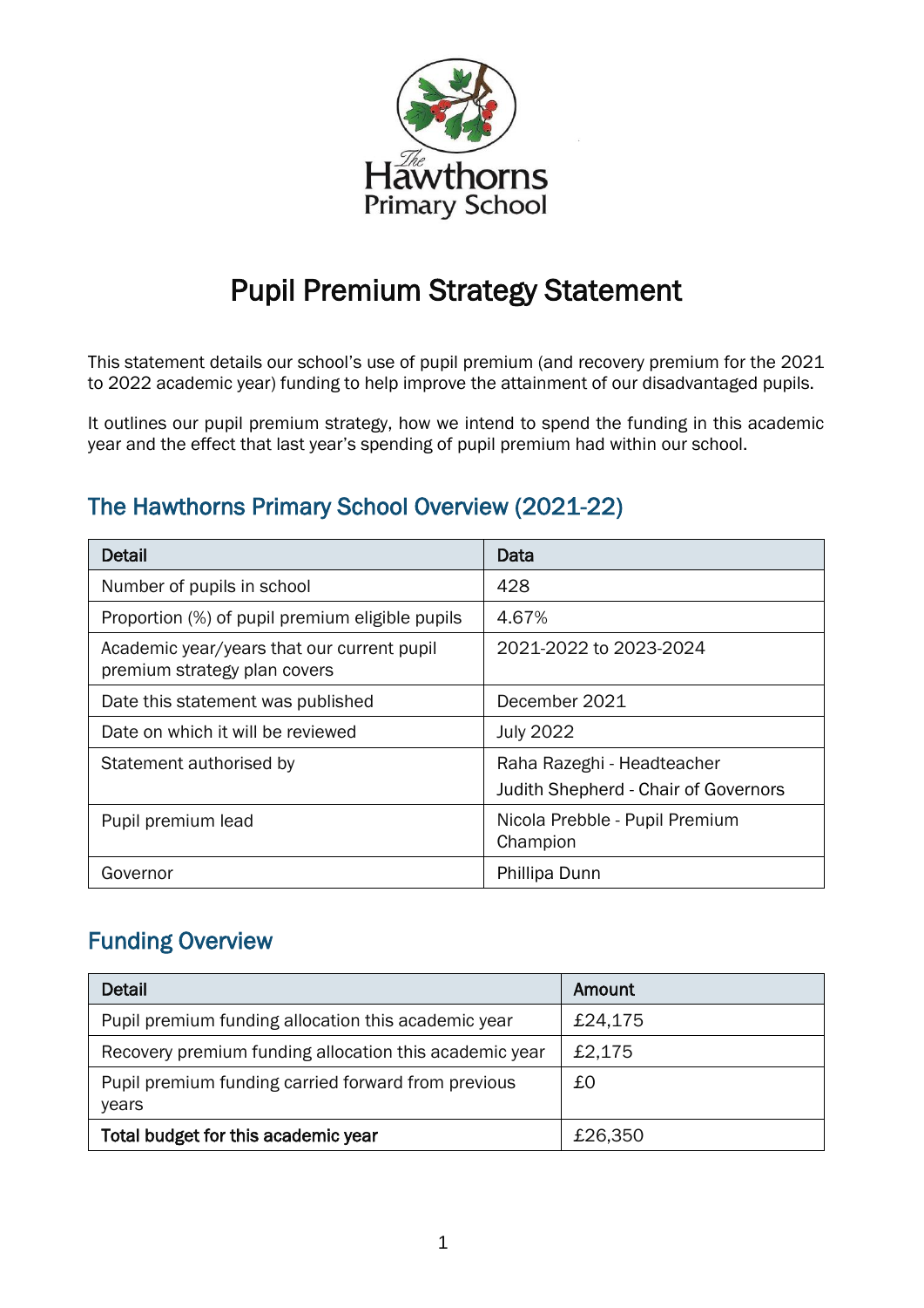The Hawthorns Primary School

# Pupil Premium Strategy Statement

This statement details our school's use of pupil premium (and recovery premium for the 2021 to 2022 academic year) funding to help improve the attainment of our disadvantaged pupils.

It outlines our pupil premium strategy, how we intend to spend the funding in this academic year and the effect that last year's spending of pupil premium had within our school.

## The Hawthorns Primary School Overview (2021-22)

| Detail | Data |
|---|---|
| Number of pupils in school | 428 |
| Proportion (%) of pupil premium eligible pupils | 4.67% |
| Academic year/years that our current pupil premium strategy plan covers | 2021-2022 to 2023-2024 |
| Date this statement was published | December 2021 |
| Date on which it will be reviewed | July 2022 |
| Statement authorised by | Raha Razeghi - Headteacher<br>Judith Shepherd - Chair of Governors |
| Pupil premium lead | Nicola Prebble - Pupil Premium Champion |
| Governor | Phillipa Dunn |

## Funding Overview

| Detail | Amount |
|---|---|
| Pupil premium funding allocation this academic year | £24,175 |
| Recovery premium funding allocation this academic year | £2,175 |
| Pupil premium funding carried forward from previous years | £0 |
| **Total budget for this academic year** | £26,350 |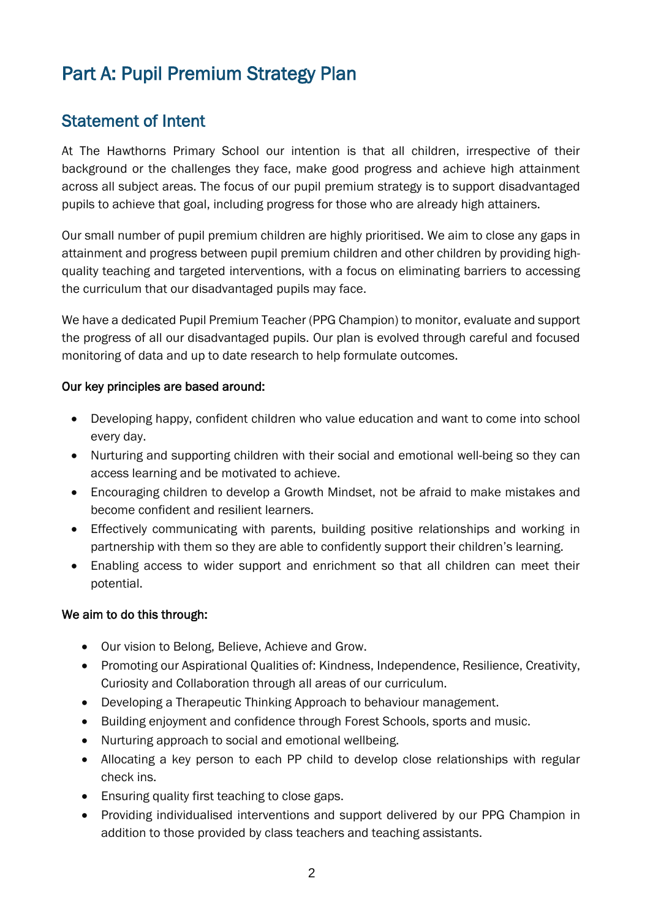# Part A: Pupil Premium Strategy Plan

## Statement of Intent

At The Hawthorns Primary School our intention is that all children, irrespective of their background or the challenges they face, make good progress and achieve high attainment across all subject areas. The focus of our pupil premium strategy is to support disadvantaged pupils to achieve that goal, including progress for those who are already high attainers.

Our small number of pupil premium children are highly prioritised. We aim to close any gaps in attainment and progress between pupil premium children and other children by providing high-quality teaching and targeted interventions, with a focus on eliminating barriers to accessing the curriculum that our disadvantaged pupils may face.

We have a dedicated Pupil Premium Teacher (PPG Champion) to monitor, evaluate and support the progress of all our disadvantaged pupils. Our plan is evolved through careful and focused monitoring of data and up to date research to help formulate outcomes.

**Our key principles are based around:**

- Developing happy, confident children who value education and want to come into school every day.
- Nurturing and supporting children with their social and emotional well-being so they can access learning and be motivated to achieve.
- Encouraging children to develop a Growth Mindset, not be afraid to make mistakes and become confident and resilient learners.
- Effectively communicating with parents, building positive relationships and working in partnership with them so they are able to confidently support their children's learning.
- Enabling access to wider support and enrichment so that all children can meet their potential.

**We aim to do this through:**

- Our vision to Belong, Believe, Achieve and Grow.
- Promoting our Aspirational Qualities of: Kindness, Independence, Resilience, Creativity, Curiosity and Collaboration through all areas of our curriculum.
- Developing a Therapeutic Thinking Approach to behaviour management.
- Building enjoyment and confidence through Forest Schools, sports and music.
- Nurturing approach to social and emotional wellbeing.
- Allocating a key person to each PP child to develop close relationships with regular check ins.
- Ensuring quality first teaching to close gaps.
- Providing individualised interventions and support delivered by our PPG Champion in addition to those provided by class teachers and teaching assistants.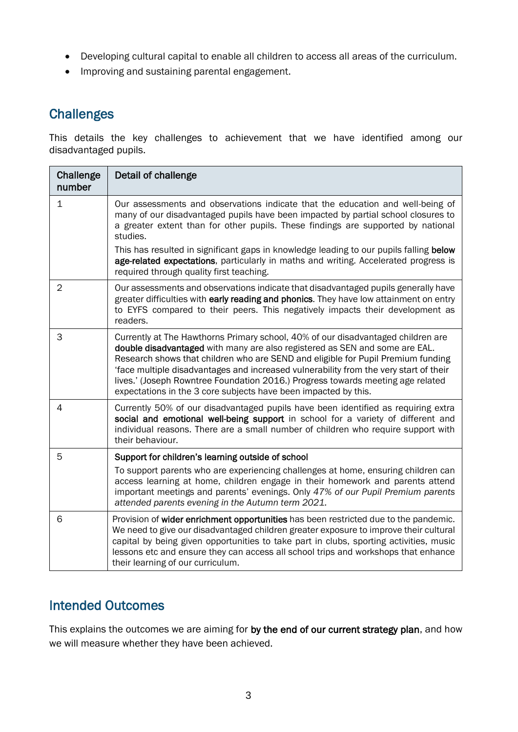- Developing cultural capital to enable all children to access all areas of the curriculum.
- Improving and sustaining parental engagement.

## Challenges

This details the key challenges to achievement that we have identified among our disadvantaged pupils.

| Challenge number | Detail of challenge |
|---|---|
| 1 | Our assessments and observations indicate that the education and well-being of many of our disadvantaged pupils have been impacted by partial school closures to a greater extent than for other pupils. These findings are supported by national studies.<br><br>This has resulted in significant gaps in knowledge leading to our pupils falling **below age-related expectations**, particularly in maths and writing. Accelerated progress is required through quality first teaching. |
| 2 | Our assessments and observations indicate that disadvantaged pupils generally have greater difficulties with **early reading and phonics**. They have low attainment on entry to EYFS compared to their peers. This negatively impacts their development as readers. |
| 3 | Currently at The Hawthorns Primary school, 40% of our disadvantaged children are **double disadvantaged** with many are also registered as SEN and some are EAL. Research shows that children who are SEND and eligible for Pupil Premium funding 'face multiple disadvantages and increased vulnerability from the very start of their lives.' (Joseph Rowntree Foundation 2016.) Progress towards meeting age related expectations in the 3 core subjects have been impacted by this. |
| 4 | Currently 50% of our disadvantaged pupils have been identified as requiring extra **social and emotional well-being support** in school for a variety of different and individual reasons. There are a small number of children who require support with their behaviour. |
| 5 | **Support for children's learning outside of school**<br><br>To support parents who are experiencing challenges at home, ensuring children can access learning at home, children engage in their homework and parents attend important meetings and parents' evenings. Only *47% of our Pupil Premium parents attended parents evening in the Autumn term 2021.* |
| 6 | Provision of **wider enrichment opportunities** has been restricted due to the pandemic. We need to give our disadvantaged children greater exposure to improve their cultural capital by being given opportunities to take part in clubs, sporting activities, music lessons etc and ensure they can access all school trips and workshops that enhance their learning of our curriculum. |

## Intended Outcomes

This explains the outcomes we are aiming for **by the end of our current strategy plan**, and how we will measure whether they have been achieved.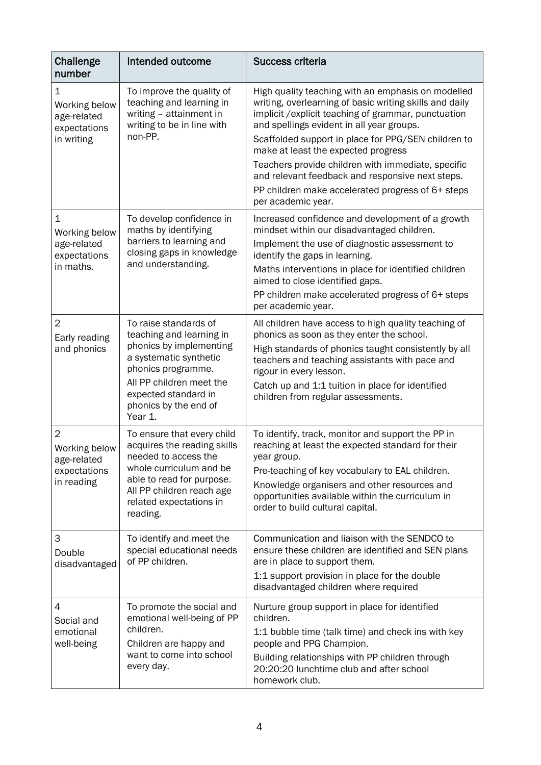| Challenge number | Intended outcome | Success criteria |
| --- | --- | --- |
| 1 Working below age-related expectations in writing | To improve the quality of teaching and learning in writing – attainment in writing to be in line with non-PP. | High quality teaching with an emphasis on modelled writing, overlearning of basic writing skills and daily implicit /explicit teaching of grammar, punctuation and spellings evident in all year groups.<br>Scaffolded support in place for PPG/SEN children to make at least the expected progress<br>Teachers provide children with immediate, specific and relevant feedback and responsive next steps.<br>PP children make accelerated progress of 6+ steps per academic year. |
| 1 Working below age-related expectations in maths. | To develop confidence in maths by identifying barriers to learning and closing gaps in knowledge and understanding. | Increased confidence and development of a growth mindset within our disadvantaged children.<br>Implement the use of diagnostic assessment to identify the gaps in learning.<br>Maths interventions in place for identified children aimed to close identified gaps.<br>PP children make accelerated progress of 6+ steps per academic year. |
| 2 Early reading and phonics | To raise standards of teaching and learning in phonics by implementing a systematic synthetic phonics programme.<br>All PP children meet the expected standard in phonics by the end of Year 1. | All children have access to high quality teaching of phonics as soon as they enter the school.<br>High standards of phonics taught consistently by all teachers and teaching assistants with pace and rigour in every lesson.<br>Catch up and 1:1 tuition in place for identified children from regular assessments. |
| 2 Working below age-related expectations in reading | To ensure that every child acquires the reading skills needed to access the whole curriculum and be able to read for purpose. All PP children reach age related expectations in reading. | To identify, track, monitor and support the PP in reaching at least the expected standard for their year group.<br>Pre-teaching of key vocabulary to EAL children.<br>Knowledge organisers and other resources and opportunities available within the curriculum in order to build cultural capital. |
| 3 Double disadvantaged | To identify and meet the special educational needs of PP children. | Communication and liaison with the SENDCO to ensure these children are identified and SEN plans are in place to support them.<br>1:1 support provision in place for the double disadvantaged children where required |
| 4 Social and emotional well-being | To promote the social and emotional well-being of PP children.<br>Children are happy and want to come into school every day. | Nurture group support in place for identified children.<br>1:1 bubble time (talk time) and check ins with key people and PPG Champion.<br>Building relationships with PP children through 20:20:20 lunchtime club and after school homework club. |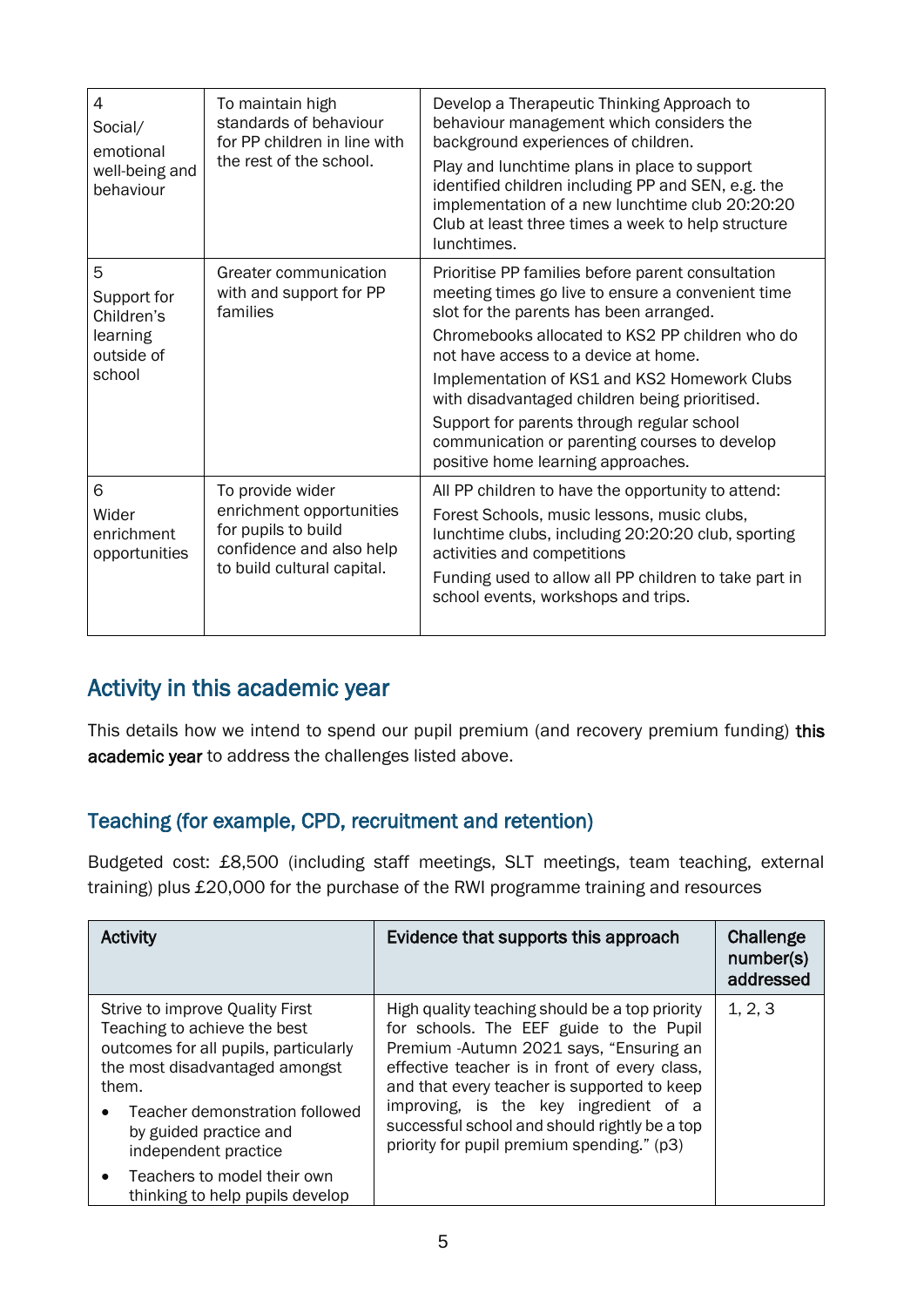| | | |
|---|---|---|
| 4<br>Social/<br>emotional well-being and behaviour | To maintain high standards of behaviour for PP children in line with the rest of the school. | Develop a Therapeutic Thinking Approach to behaviour management which considers the background experiences of children.<br>Play and lunchtime plans in place to support identified children including PP and SEN, e.g. the implementation of a new lunchtime club 20:20:20 Club at least three times a week to help structure lunchtimes. |
| 5<br>Support for Children's learning outside of school | Greater communication with and support for PP families | Prioritise PP families before parent consultation meeting times go live to ensure a convenient time slot for the parents has been arranged.<br>Chromebooks allocated to KS2 PP children who do not have access to a device at home.<br>Implementation of KS1 and KS2 Homework Clubs with disadvantaged children being prioritised.<br>Support for parents through regular school communication or parenting courses to develop positive home learning approaches. |
| 6<br>Wider enrichment opportunities | To provide wider enrichment opportunities for pupils to build confidence and also help to build cultural capital. | All PP children to have the opportunity to attend:<br>Forest Schools, music lessons, music clubs, lunchtime clubs, including 20:20:20 club, sporting activities and competitions<br>Funding used to allow all PP children to take part in school events, workshops and trips. |

## Activity in this academic year

This details how we intend to spend our pupil premium (and recovery premium funding) **this academic year** to address the challenges listed above.

### Teaching (for example, CPD, recruitment and retention)

Budgeted cost: £8,500 (including staff meetings, SLT meetings, team teaching, external training) plus £20,000 for the purchase of the RWI programme training and resources

| Activity | Evidence that supports this approach | Challenge number(s) addressed |
|---|---|---|
| Strive to improve Quality First Teaching to achieve the best outcomes for all pupils, particularly the most disadvantaged amongst them.<br>• Teacher demonstration followed by guided practice and independent practice<br>• Teachers to model their own thinking to help pupils develop | High quality teaching should be a top priority for schools. The EEF guide to the Pupil Premium -Autumn 2021 says, "Ensuring an effective teacher is in front of every class, and that every teacher is supported to keep improving, is the key ingredient of a successful school and should rightly be a top priority for pupil premium spending." (p3) | 1, 2, 3 |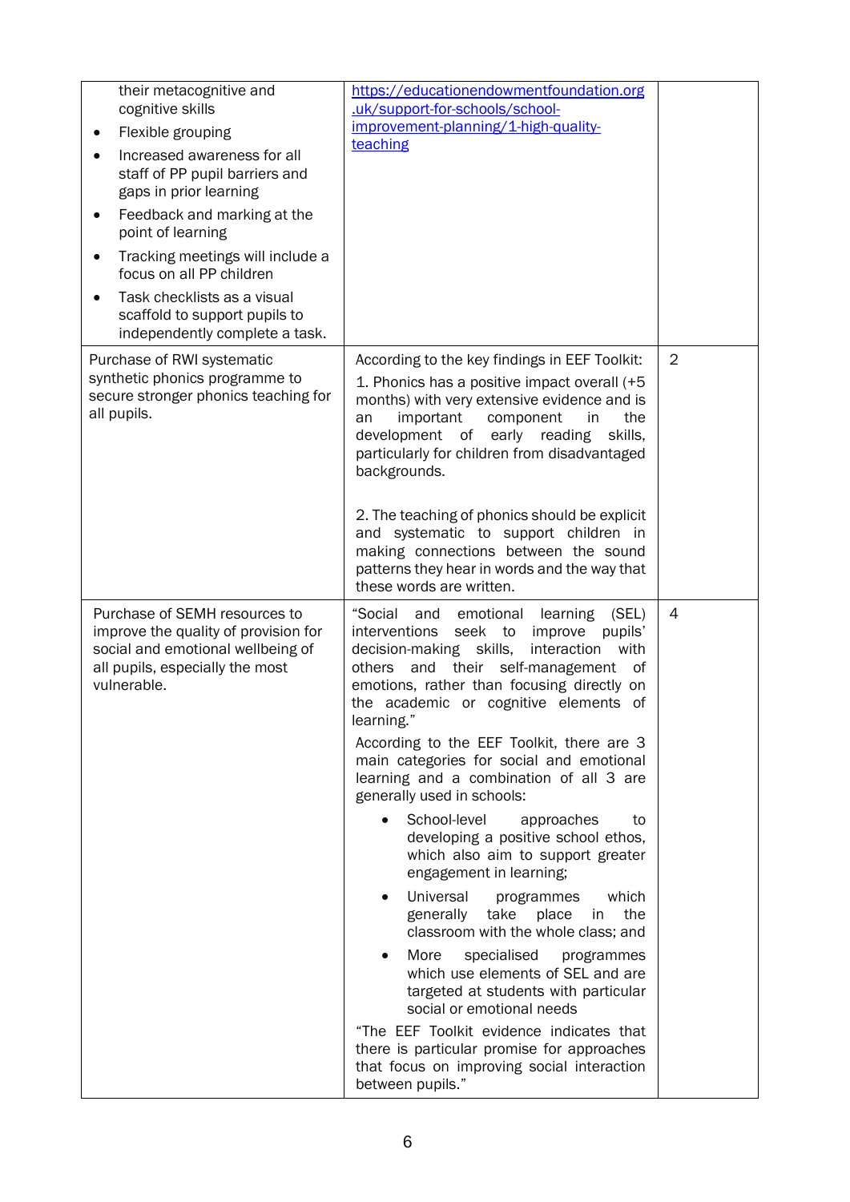| | | |
|---|---|---|
| their metacognitive and cognitive skills<br>• Flexible grouping<br>• Increased awareness for all staff of PP pupil barriers and gaps in prior learning<br>• Feedback and marking at the point of learning<br>• Tracking meetings will include a focus on all PP children<br>• Task checklists as a visual scaffold to support pupils to independently complete a task. | https://educationendowmentfoundation.org.uk/support-for-schools/school-improvement-planning/1-high-quality-teaching | |
| Purchase of RWI systematic synthetic phonics programme to secure stronger phonics teaching for all pupils. | According to the key findings in EEF Toolkit:<br>1. Phonics has a positive impact overall (+5 months) with very extensive evidence and is an important component in the development of early reading skills, particularly for children from disadvantaged backgrounds.<br><br>2. The teaching of phonics should be explicit and systematic to support children in making connections between the sound patterns they hear in words and the way that these words are written. | 2 |
| Purchase of SEMH resources to improve the quality of provision for social and emotional wellbeing of all pupils, especially the most vulnerable. | "Social and emotional learning (SEL) interventions seek to improve pupils' decision-making skills, interaction with others and their self-management of emotions, rather than focusing directly on the academic or cognitive elements of learning."<br>According to the EEF Toolkit, there are 3 main categories for social and emotional learning and a combination of all 3 are generally used in schools:<br>• School-level approaches to developing a positive school ethos, which also aim to support greater engagement in learning;<br>• Universal programmes which generally take place in the classroom with the whole class; and<br>• More specialised programmes which use elements of SEL and are targeted at students with particular social or emotional needs<br>"The EEF Toolkit evidence indicates that there is particular promise for approaches that focus on improving social interaction between pupils." | 4 |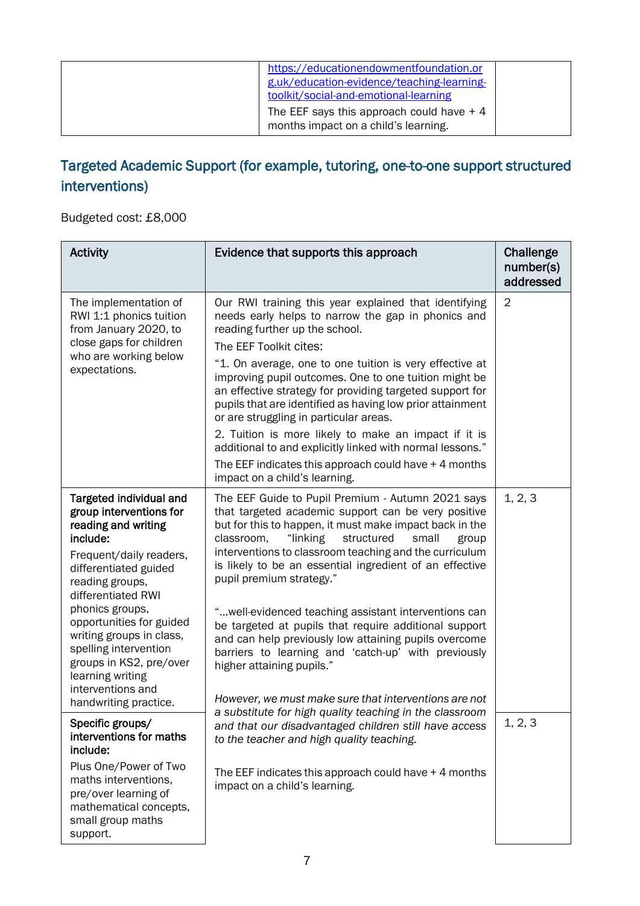| | https://educationendowmentfoundation.org.uk/education-evidence/teaching-learning-toolkit/social-and-emotional-learning<br><br>The EEF says this approach could have + 4 months impact on a child's learning. | |
|---|---|---|

## Targeted Academic Support (for example, tutoring, one-to-one support structured interventions)

Budgeted cost: £8,000

| Activity | Evidence that supports this approach | Challenge number(s) addressed |
|---|---|---|
| The implementation of RWI 1:1 phonics tuition from January 2020, to close gaps for children who are working below expectations. | Our RWI training this year explained that identifying needs early helps to narrow the gap in phonics and reading further up the school.<br><br>The EEF Toolkit cites:<br><br>"1. On average, one to one tuition is very effective at improving pupil outcomes. One to one tuition might be an effective strategy for providing targeted support for pupils that are identified as having low prior attainment or are struggling in particular areas.<br><br>2. Tuition is more likely to make an impact if it is additional to and explicitly linked with normal lessons."<br><br>The EEF indicates this approach could have + 4 months impact on a child's learning. | 2 |
| **Targeted individual and group interventions for reading and writing include:**<br><br>Frequent/daily readers, differentiated guided reading groups, differentiated RWI phonics groups, opportunities for guided writing groups in class, spelling intervention groups in KS2, pre/over learning writing interventions and handwriting practice. | The EEF Guide to Pupil Premium - Autumn 2021 says that targeted academic support can be very positive but for this to happen, it must make impact back in the classroom, "linking structured small group interventions to classroom teaching and the curriculum is likely to be an essential ingredient of an effective pupil premium strategy."<br><br>"...well-evidenced teaching assistant interventions can be targeted at pupils that require additional support and can help previously low attaining pupils overcome barriers to learning and 'catch-up' with previously higher attaining pupils."<br><br>*However, we must make sure that interventions are not a substitute for high quality teaching in the classroom and that our disadvantaged children still have access to the teacher and high quality teaching.*<br><br>The EEF indicates this approach could have + 4 months impact on a child's learning. | 1, 2, 3 |
| **Specific groups/ interventions for maths include:**<br><br>Plus One/Power of Two maths interventions, pre/over learning of mathematical concepts, small group maths support. | | 1, 2, 3 |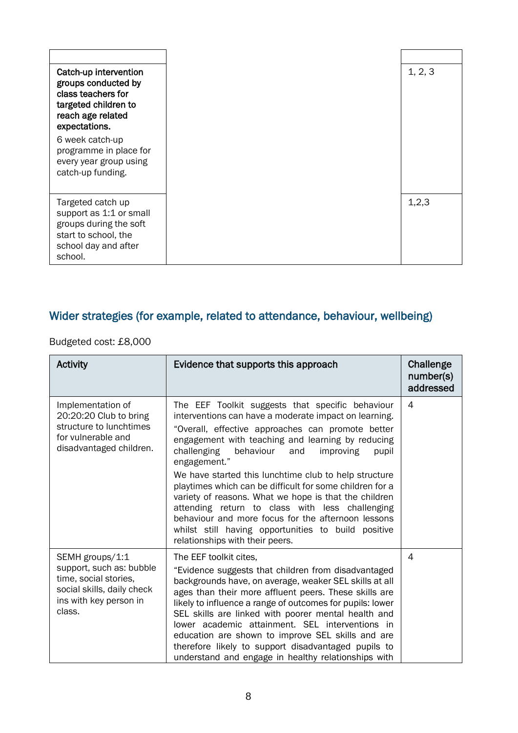| | | |
|---|---|---|
| **Catch-up intervention groups conducted by class teachers for targeted children to reach age related expectations.** 6 week catch-up programme in place for every year group using catch-up funding. | | 1, 2, 3 |
| Targeted catch up support as 1:1 or small groups during the soft start to school, the school day and after school. | | 1,2,3 |

## Wider strategies (for example, related to attendance, behaviour, wellbeing)

Budgeted cost: £8,000

| Activity | Evidence that supports this approach | Challenge number(s) addressed |
|---|---|---|
| Implementation of 20:20:20 Club to bring structure to lunchtimes for vulnerable and disadvantaged children. | The EEF Toolkit suggests that specific behaviour interventions can have a moderate impact on learning. "Overall, effective approaches can promote better engagement with teaching and learning by reducing challenging behaviour and improving pupil engagement." We have started this lunchtime club to help structure playtimes which can be difficult for some children for a variety of reasons. What we hope is that the children attending return to class with less challenging behaviour and more focus for the afternoon lessons whilst still having opportunities to build positive relationships with their peers. | 4 |
| SEMH groups/1:1 support, such as: bubble time, social stories, social skills, daily check ins with key person in class. | The EEF toolkit cites, "Evidence suggests that children from disadvantaged backgrounds have, on average, weaker SEL skills at all ages than their more affluent peers. These skills are likely to influence a range of outcomes for pupils: lower SEL skills are linked with poorer mental health and lower academic attainment. SEL interventions in education are shown to improve SEL skills and are therefore likely to support disadvantaged pupils to understand and engage in healthy relationships with | 4 |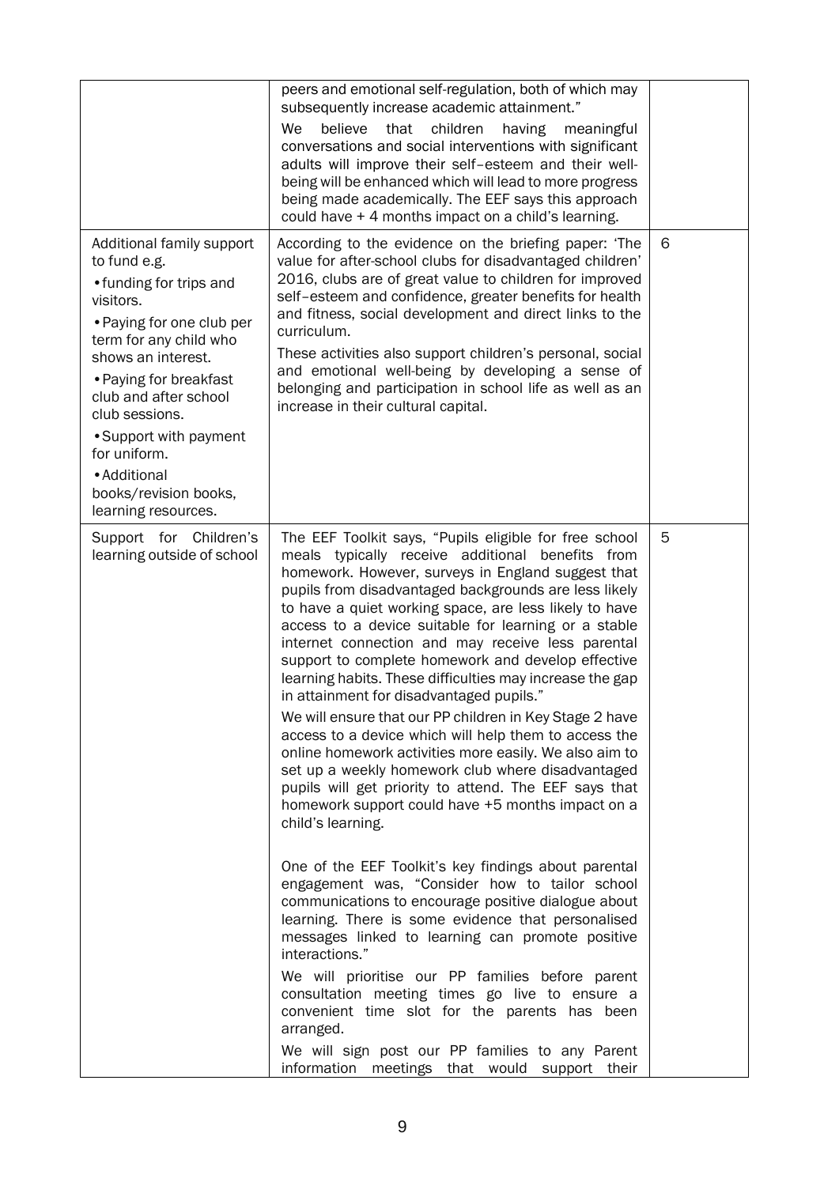| | | |
|---|---|---|
| | peers and emotional self-regulation, both of which may subsequently increase academic attainment."<br>We believe that children having meaningful conversations and social interventions with significant adults will improve their self–esteem and their well-being will be enhanced which will lead to more progress being made academically. The EEF says this approach could have + 4 months impact on a child's learning. | |
| Additional family support to fund e.g.<br>• funding for trips and visitors.<br>• Paying for one club per term for any child who shows an interest.<br>• Paying for breakfast club and after school club sessions.<br>• Support with payment for uniform.<br>• Additional books/revision books, learning resources. | According to the evidence on the briefing paper: 'The value for after-school clubs for disadvantaged children' 2016, clubs are of great value to children for improved self–esteem and confidence, greater benefits for health and fitness, social development and direct links to the curriculum.<br>These activities also support children's personal, social and emotional well-being by developing a sense of belonging and participation in school life as well as an increase in their cultural capital. | 6 |
| Support for Children's learning outside of school | The EEF Toolkit says, "Pupils eligible for free school meals typically receive additional benefits from homework. However, surveys in England suggest that pupils from disadvantaged backgrounds are less likely to have a quiet working space, are less likely to have access to a device suitable for learning or a stable internet connection and may receive less parental support to complete homework and develop effective learning habits. These difficulties may increase the gap in attainment for disadvantaged pupils."<br>We will ensure that our PP children in Key Stage 2 have access to a device which will help them to access the online homework activities more easily. We also aim to set up a weekly homework club where disadvantaged pupils will get priority to attend. The EEF says that homework support could have +5 months impact on a child's learning.<br><br>One of the EEF Toolkit's key findings about parental engagement was, "Consider how to tailor school communications to encourage positive dialogue about learning. There is some evidence that personalised messages linked to learning can promote positive interactions."<br>We will prioritise our PP families before parent consultation meeting times go live to ensure a convenient time slot for the parents has been arranged.<br>We will sign post our PP families to any Parent information meetings that would support their | 5 |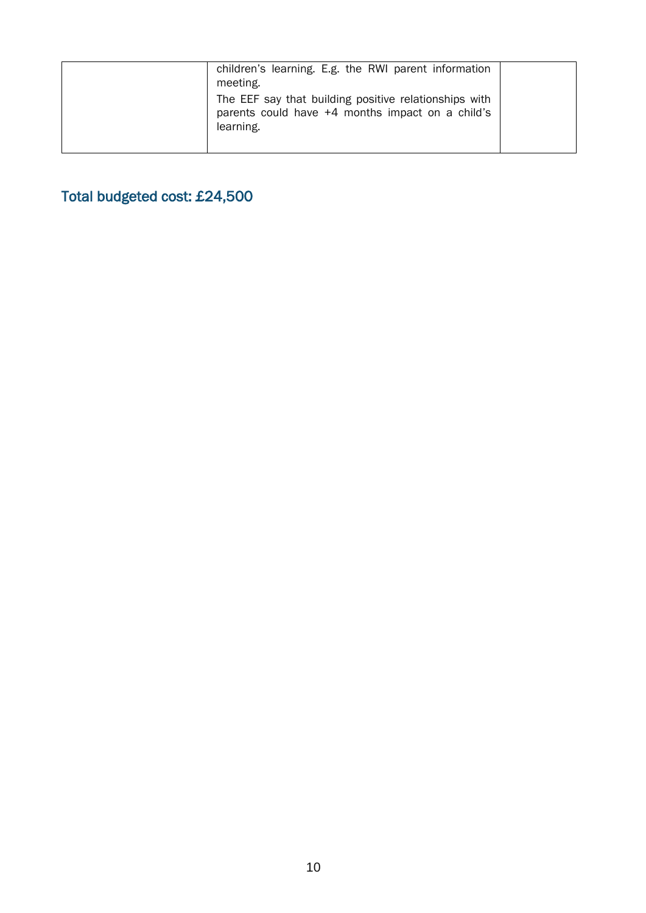|  |  |  |
|---|---|---|
|  | children's learning. E.g. the RWI parent information meeting.<br>The EEF say that building positive relationships with parents could have +4 months impact on a child's learning. |  |

## Total budgeted cost: £24,500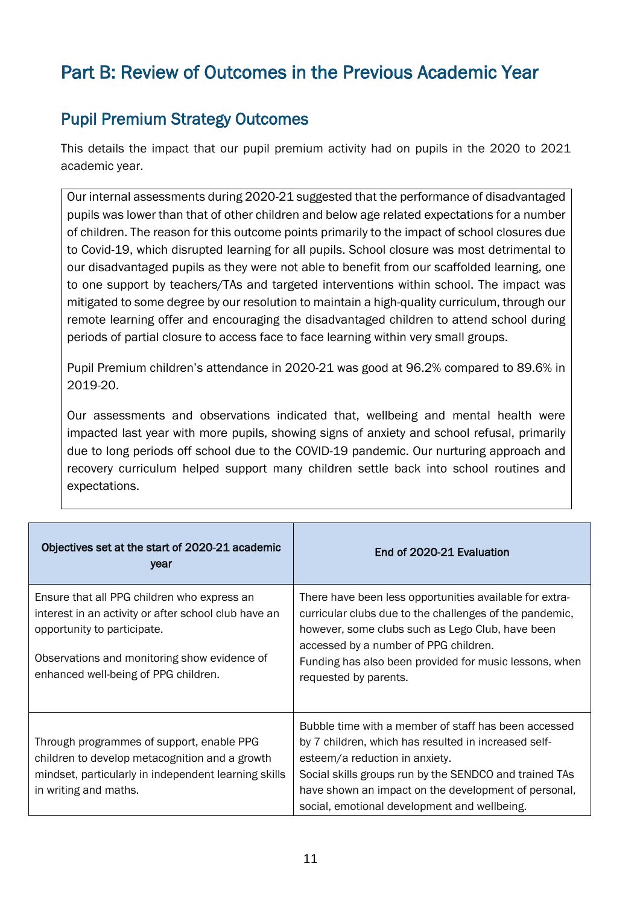# Part B: Review of Outcomes in the Previous Academic Year

## Pupil Premium Strategy Outcomes

This details the impact that our pupil premium activity had on pupils in the 2020 to 2021 academic year.

Our internal assessments during 2020-21 suggested that the performance of disadvantaged pupils was lower than that of other children and below age related expectations for a number of children. The reason for this outcome points primarily to the impact of school closures due to Covid-19, which disrupted learning for all pupils. School closure was most detrimental to our disadvantaged pupils as they were not able to benefit from our scaffolded learning, one to one support by teachers/TAs and targeted interventions within school. The impact was mitigated to some degree by our resolution to maintain a high-quality curriculum, through our remote learning offer and encouraging the disadvantaged children to attend school during periods of partial closure to access face to face learning within very small groups.

Pupil Premium children's attendance in 2020-21 was good at 96.2% compared to 89.6% in 2019-20.

Our assessments and observations indicated that, wellbeing and mental health were impacted last year with more pupils, showing signs of anxiety and school refusal, primarily due to long periods off school due to the COVID-19 pandemic. Our nurturing approach and recovery curriculum helped support many children settle back into school routines and expectations.

| Objectives set at the start of 2020-21 academic year | End of 2020-21 Evaluation |
|---|---|
| Ensure that all PPG children who express an interest in an activity or after school club have an opportunity to participate.<br><br>Observations and monitoring show evidence of enhanced well-being of PPG children. | There have been less opportunities available for extra-curricular clubs due to the challenges of the pandemic, however, some clubs such as Lego Club, have been accessed by a number of PPG children.<br>Funding has also been provided for music lessons, when requested by parents. |
| Through programmes of support, enable PPG children to develop metacognition and a growth mindset, particularly in independent learning skills in writing and maths. | Bubble time with a member of staff has been accessed by 7 children, which has resulted in increased self-esteem/a reduction in anxiety.<br>Social skills groups run by the SENDCO and trained TAs have shown an impact on the development of personal, social, emotional development and wellbeing. |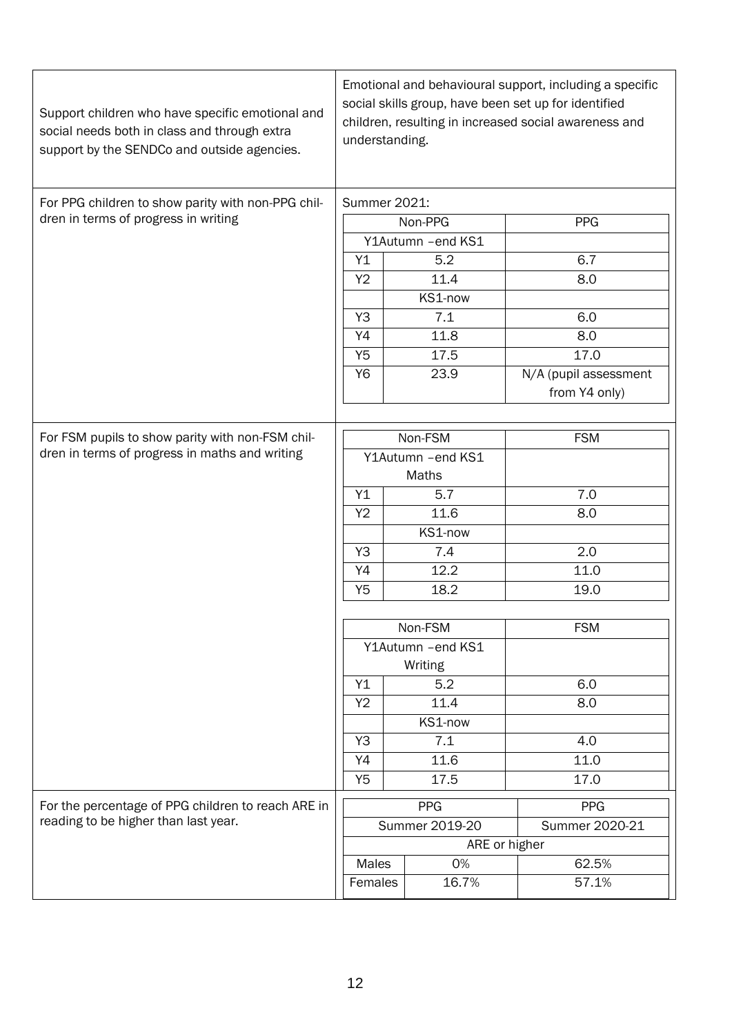| | |
|---|---|
| Support children who have specific emotional and social needs both in class and through extra support by the SENDCo and outside agencies. | Emotional and behavioural support, including a specific social skills group, have been set up for identified children, resulting in increased social awareness and understanding. |
| For PPG children to show parity with non-PPG children in terms of progress in writing | Summer 2021: (see table below) |
| For FSM pupils to show parity with non-FSM children in terms of progress in maths and writing | (see tables below) |
| For the percentage of PPG children to reach ARE in reading to be higher than last year. | (see table below) |

**For PPG children to show parity with non-PPG children in terms of progress in writing**

Summer 2021:

| | Non-PPG | PPG |
|---|---|---|
| | Y1Autumn –end KS1 | |
| Y1 | 5.2 | 6.7 |
| Y2 | 11.4 | 8.0 |
| | KS1-now | |
| Y3 | 7.1 | 6.0 |
| Y4 | 11.8 | 8.0 |
| Y5 | 17.5 | 17.0 |
| Y6 | 23.9 | N/A (pupil assessment from Y4 only) |

**For FSM pupils to show parity with non-FSM children in terms of progress in maths and writing**

| | Non-FSM | FSM |
|---|---|---|
| | Y1Autumn –end KS1 Maths | |
| Y1 | 5.7 | 7.0 |
| Y2 | 11.6 | 8.0 |
| | KS1-now | |
| Y3 | 7.4 | 2.0 |
| Y4 | 12.2 | 11.0 |
| Y5 | 18.2 | 19.0 |

| | Non-FSM | FSM |
|---|---|---|
| | Y1Autumn –end KS1 Writing | |
| Y1 | 5.2 | 6.0 |
| Y2 | 11.4 | 8.0 |
| | KS1-now | |
| Y3 | 7.1 | 4.0 |
| Y4 | 11.6 | 11.0 |
| Y5 | 17.5 | 17.0 |

**For the percentage of PPG children to reach ARE in reading to be higher than last year.**

| | PPG Summer 2019-20 | PPG Summer 2020-21 |
|---|---|---|
| | ARE or higher | |
| Males | 0% | 62.5% |
| Females | 16.7% | 57.1% |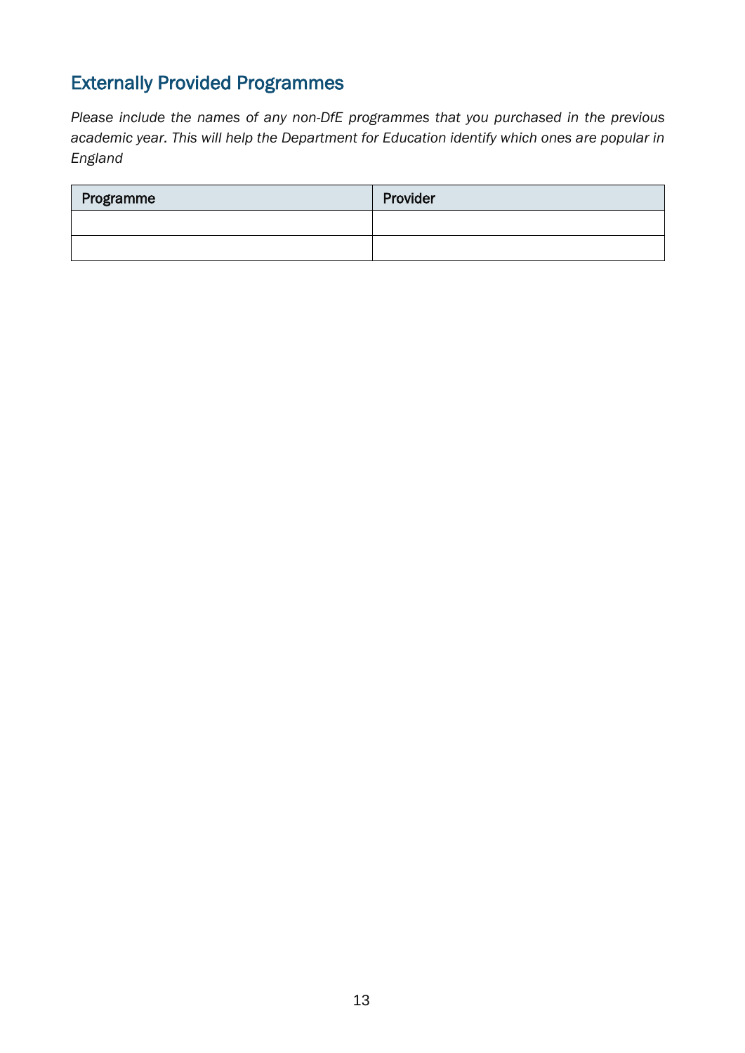## Externally Provided Programmes

*Please include the names of any non-DfE programmes that you purchased in the previous academic year. This will help the Department for Education identify which ones are popular in England*

| Programme | Provider |
| --- | --- |
| | |
| | |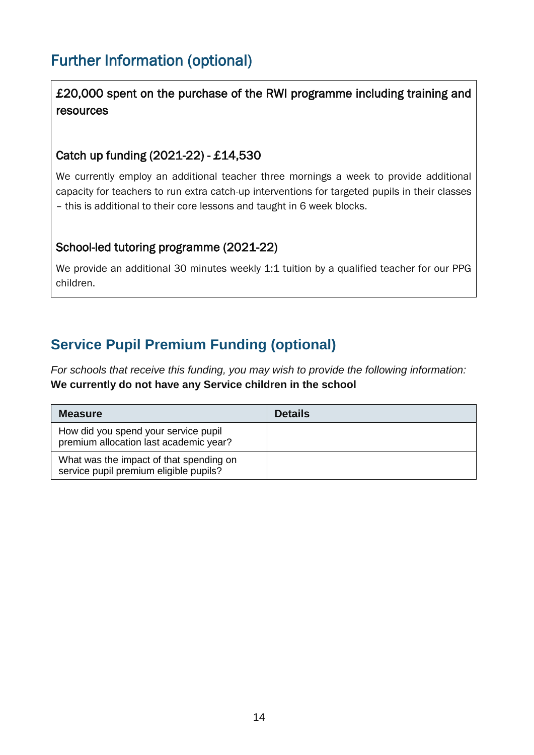## Further Information (optional)

£20,000 spent on the purchase of the RWI programme including training and resources

### Catch up funding (2021-22) - £14,530

We currently employ an additional teacher three mornings a week to provide additional capacity for teachers to run extra catch-up interventions for targeted pupils in their classes – this is additional to their core lessons and taught in 6 week blocks.

### School-led tutoring programme (2021-22)

We provide an additional 30 minutes weekly 1:1 tuition by a qualified teacher for our PPG children.

## Service Pupil Premium Funding (optional)

*For schools that receive this funding, you may wish to provide the following information:*
**We currently do not have any Service children in the school**

| Measure | Details |
|---|---|
| How did you spend your service pupil premium allocation last academic year? | |
| What was the impact of that spending on service pupil premium eligible pupils? | |